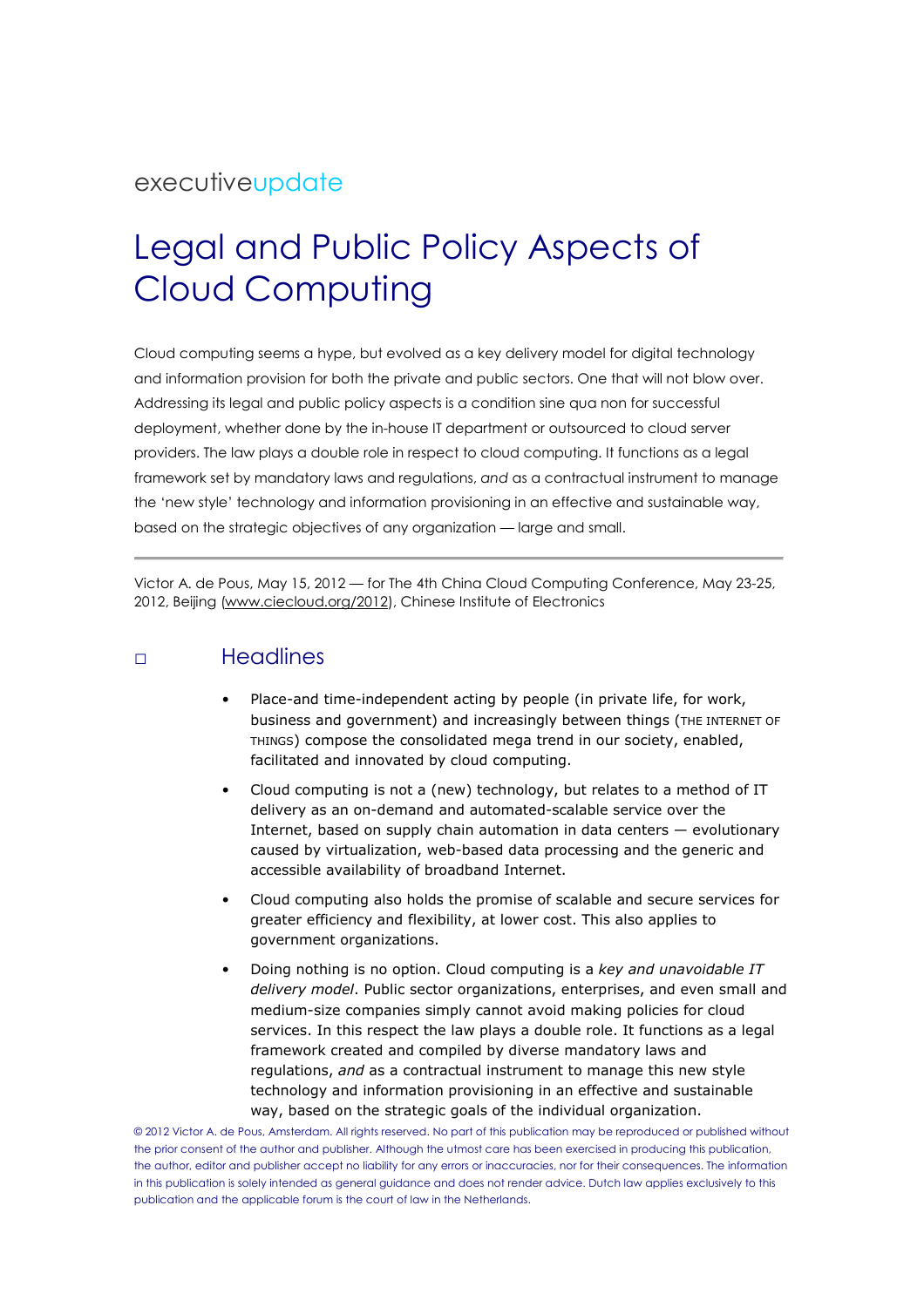executiveupdate

# Legal and Public Policy Aspects of Cloud Computing

Cloud computing seems a hype, but evolved as a key delivery model for digital technology and information provision for both the private and public sectors. One that will not blow over. Addressing its legal and public policy aspects is a condition sine qua non for successful deployment, whether done by the in-house IT department or outsourced to cloud server providers. The law plays a double role in respect to cloud computing. It functions as a legal framework set by mandatory laws and regulations, *and* as a contractual instrument to manage the 'new style' technology and information provisioning in an effective and sustainable way, based on the strategic objectives of any organization — large and small.

---

Victor A. de Pous, May 15, 2012 — for The 4th China Cloud Computing Conference, May 23-25, 2012, Beijing (www.ciecloud.org/2012), Chinese Institute of Electronics

## Headlines

- Place-and time-independent acting by people (in private life, for work, business and government) and increasingly between things (THE INTERNET OF THINGS) compose the consolidated mega trend in our society, enabled, facilitated and innovated by cloud computing.
- Cloud computing is not a (new) technology, but relates to a method of IT delivery as an on-demand and automated-scalable service over the Internet, based on supply chain automation in data centers — evolutionary caused by virtualization, web-based data processing and the generic and accessible availability of broadband Internet.
- Cloud computing also holds the promise of scalable and secure services for greater efficiency and flexibility, at lower cost. This also applies to government organizations.
- Doing nothing is no option. Cloud computing is a *key and unavoidable IT delivery model*. Public sector organizations, enterprises, and even small and medium-size companies simply cannot avoid making policies for cloud services. In this respect the law plays a double role. It functions as a legal framework created and compiled by diverse mandatory laws and regulations, *and* as a contractual instrument to manage this new style technology and information provisioning in an effective and sustainable way, based on the strategic goals of the individual organization.

© 2012 Victor A. de Pous, Amsterdam. All rights reserved. No part of this publication may be reproduced or published without the prior consent of the author and publisher. Although the utmost care has been exercised in producing this publication, the author, editor and publisher accept no liability for any errors or inaccuracies, nor for their consequences. The information in this publication is solely intended as general guidance and does not render advice. Dutch law applies exclusively to this publication and the applicable forum is the court of law in the Netherlands.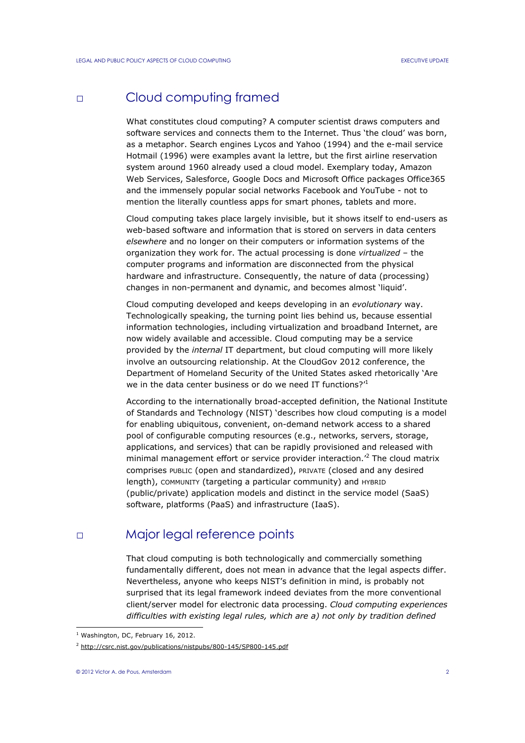## Cloud computing framed

What constitutes cloud computing? A computer scientist draws computers and software services and connects them to the Internet. Thus 'the cloud' was born, as a metaphor. Search engines Lycos and Yahoo (1994) and the e-mail service Hotmail (1996) were examples avant la lettre, but the first airline reservation system around 1960 already used a cloud model. Exemplary today, Amazon Web Services, Salesforce, Google Docs and Microsoft Office packages Office365 and the immensely popular social networks Facebook and YouTube - not to mention the literally countless apps for smart phones, tablets and more.

Cloud computing takes place largely invisible, but it shows itself to end-users as web-based software and information that is stored on servers in data centers *elsewhere* and no longer on their computers or information systems of the organization they work for. The actual processing is done *virtualized* – the computer programs and information are disconnected from the physical hardware and infrastructure. Consequently, the nature of data (processing) changes in non-permanent and dynamic, and becomes almost 'liquid'.

Cloud computing developed and keeps developing in an *evolutionary* way. Technologically speaking, the turning point lies behind us, because essential information technologies, including virtualization and broadband Internet, are now widely available and accessible. Cloud computing may be a service provided by the *internal* IT department, but cloud computing will more likely involve an outsourcing relationship. At the CloudGov 2012 conference, the Department of Homeland Security of the United States asked rhetorically 'Are we in the data center business or do we need IT functions?'[1]

According to the internationally broad-accepted definition, the National Institute of Standards and Technology (NIST) 'describes how cloud computing is a model for enabling ubiquitous, convenient, on-demand network access to a shared pool of configurable computing resources (e.g., networks, servers, storage, applications, and services) that can be rapidly provisioned and released with minimal management effort or service provider interaction.'[2] The cloud matrix comprises PUBLIC (open and standardized), PRIVATE (closed and any desired length), COMMUNITY (targeting a particular community) and HYBRID (public/private) application models and distinct in the service model (SaaS) software, platforms (PaaS) and infrastructure (IaaS).

## Major legal reference points

That cloud computing is both technologically and commercially something fundamentally different, does not mean in advance that the legal aspects differ. Nevertheless, anyone who keeps NIST's definition in mind, is probably not surprised that its legal framework indeed deviates from the more conventional client/server model for electronic data processing. *Cloud computing experiences difficulties with existing legal rules, which are a) not only by tradition defined*

---

[1] Washington, DC, February 16, 2012.

[2] http://csrc.nist.gov/publications/nistpubs/800-145/SP800-145.pdf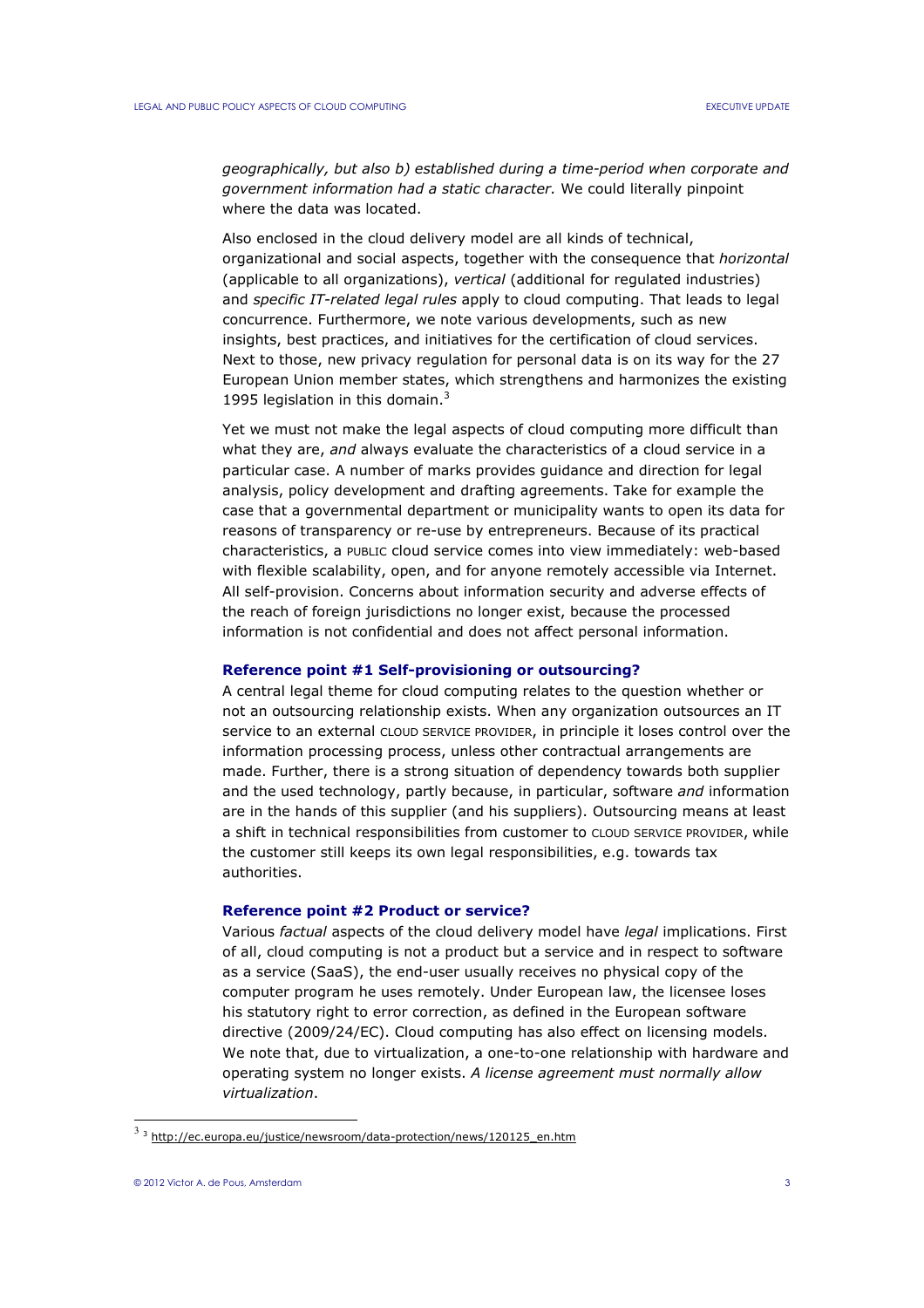*geographically, but also b) established during a time-period when corporate and government information had a static character.* We could literally pinpoint where the data was located.

Also enclosed in the cloud delivery model are all kinds of technical, organizational and social aspects, together with the consequence that *horizontal* (applicable to all organizations), *vertical* (additional for regulated industries) and *specific IT-related legal rules* apply to cloud computing. That leads to legal concurrence. Furthermore, we note various developments, such as new insights, best practices, and initiatives for the certification of cloud services. Next to those, new privacy regulation for personal data is on its way for the 27 European Union member states, which strengthens and harmonizes the existing 1995 legislation in this domain.[3]

Yet we must not make the legal aspects of cloud computing more difficult than what they are, *and* always evaluate the characteristics of a cloud service in a particular case. A number of marks provides guidance and direction for legal analysis, policy development and drafting agreements. Take for example the case that a governmental department or municipality wants to open its data for reasons of transparency or re-use by entrepreneurs. Because of its practical characteristics, a PUBLIC cloud service comes into view immediately: web-based with flexible scalability, open, and for anyone remotely accessible via Internet. All self-provision. Concerns about information security and adverse effects of the reach of foreign jurisdictions no longer exist, because the processed information is not confidential and does not affect personal information.

### Reference point #1 Self-provisioning or outsourcing?

A central legal theme for cloud computing relates to the question whether or not an outsourcing relationship exists. When any organization outsources an IT service to an external CLOUD SERVICE PROVIDER, in principle it loses control over the information processing process, unless other contractual arrangements are made. Further, there is a strong situation of dependency towards both supplier and the used technology, partly because, in particular, software *and* information are in the hands of this supplier (and his suppliers). Outsourcing means at least a shift in technical responsibilities from customer to CLOUD SERVICE PROVIDER, while the customer still keeps its own legal responsibilities, e.g. towards tax authorities.

### Reference point #2 Product or service?

Various *factual* aspects of the cloud delivery model have *legal* implications. First of all, cloud computing is not a product but a service and in respect to software as a service (SaaS), the end-user usually receives no physical copy of the computer program he uses remotely. Under European law, the licensee loses his statutory right to error correction, as defined in the European software directive (2009/24/EC). Cloud computing has also effect on licensing models. We note that, due to virtualization, a one-to-one relationship with hardware and operating system no longer exists. *A license agreement must normally allow virtualization*.

---

[3] http://ec.europa.eu/justice/newsroom/data-protection/news/120125_en.htm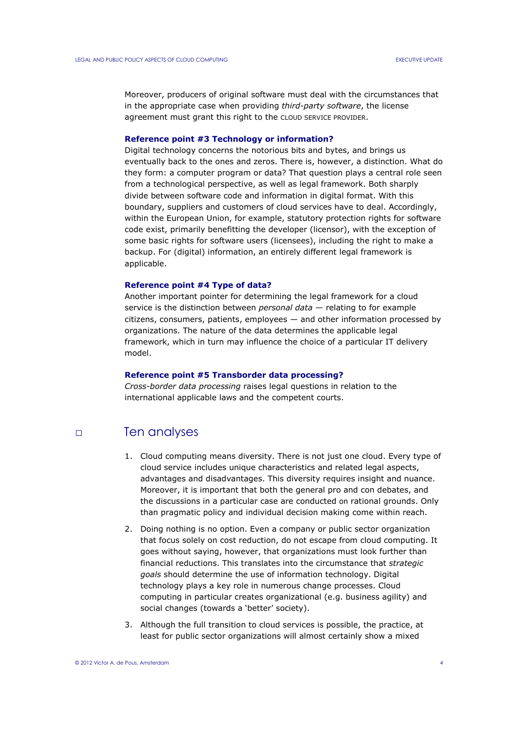Moreover, producers of original software must deal with the circumstances that in the appropriate case when providing *third-party software*, the license agreement must grant this right to the CLOUD SERVICE PROVIDER.

**Reference point #3 Technology or information?**
Digital technology concerns the notorious bits and bytes, and brings us eventually back to the ones and zeros. There is, however, a distinction. What do they form: a computer program or data? That question plays a central role seen from a technological perspective, as well as legal framework. Both sharply divide between software code and information in digital format. With this boundary, suppliers and customers of cloud services have to deal. Accordingly, within the European Union, for example, statutory protection rights for software code exist, primarily benefitting the developer (licensor), with the exception of some basic rights for software users (licensees), including the right to make a backup. For (digital) information, an entirely different legal framework is applicable.

**Reference point #4 Type of data?**
Another important pointer for determining the legal framework for a cloud service is the distinction between *personal data* — relating to for example citizens, consumers, patients, employees — and other information processed by organizations. The nature of the data determines the applicable legal framework, which in turn may influence the choice of a particular IT delivery model.

**Reference point #5 Transborder data processing?**
*Cross-border data processing* raises legal questions in relation to the international applicable laws and the competent courts.

## Ten analyses

1. Cloud computing means diversity. There is not just one cloud. Every type of cloud service includes unique characteristics and related legal aspects, advantages and disadvantages. This diversity requires insight and nuance. Moreover, it is important that both the general pro and con debates, and the discussions in a particular case are conducted on rational grounds. Only than pragmatic policy and individual decision making come within reach.

2. Doing nothing is no option. Even a company or public sector organization that focus solely on cost reduction, do not escape from cloud computing. It goes without saying, however, that organizations must look further than financial reductions. This translates into the circumstance that *strategic goals* should determine the use of information technology. Digital technology plays a key role in numerous change processes. Cloud computing in particular creates organizational (e.g. business agility) and social changes (towards a 'better' society).

3. Although the full transition to cloud services is possible, the practice, at least for public sector organizations will almost certainly show a mixed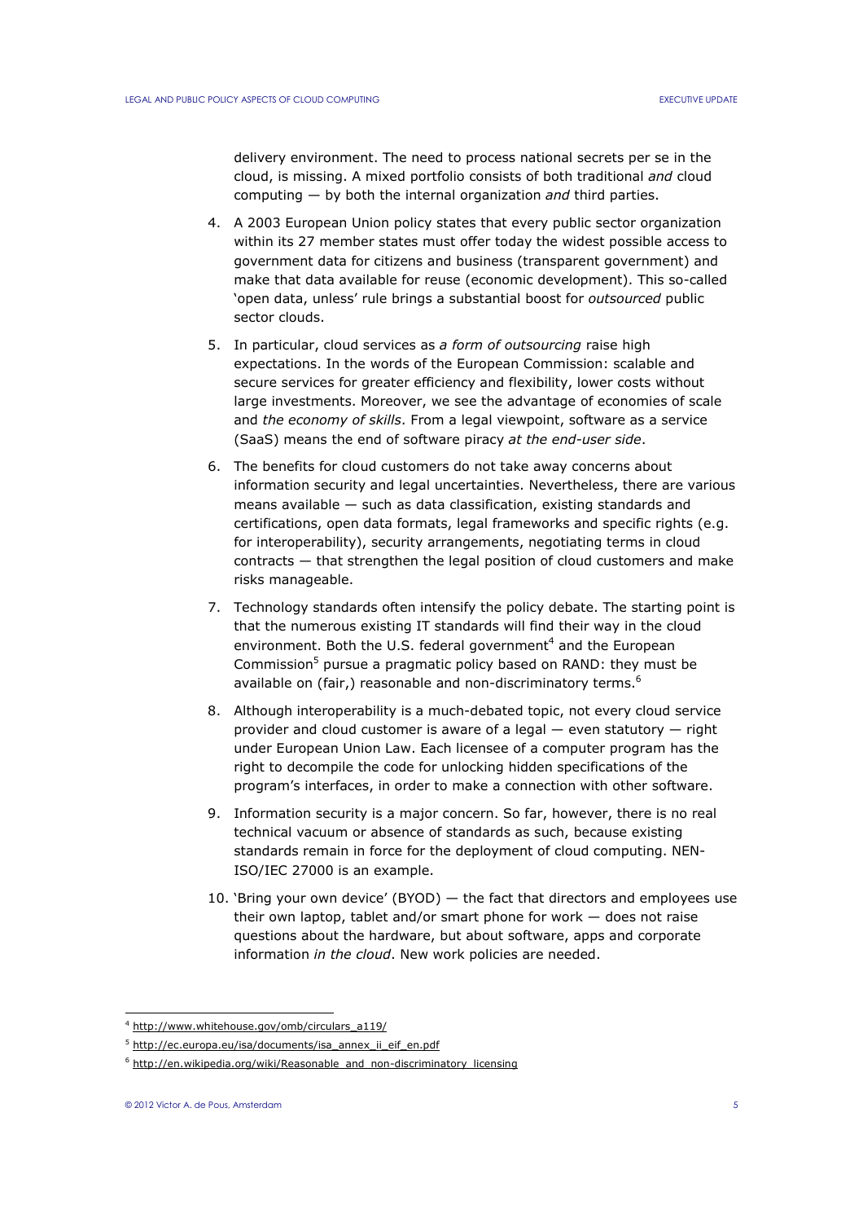delivery environment. The need to process national secrets per se in the cloud, is missing. A mixed portfolio consists of both traditional *and* cloud computing — by both the internal organization *and* third parties.

4. A 2003 European Union policy states that every public sector organization within its 27 member states must offer today the widest possible access to government data for citizens and business (transparent government) and make that data available for reuse (economic development). This so-called 'open data, unless' rule brings a substantial boost for *outsourced* public sector clouds.

5. In particular, cloud services as *a form of outsourcing* raise high expectations. In the words of the European Commission: scalable and secure services for greater efficiency and flexibility, lower costs without large investments. Moreover, we see the advantage of economies of scale and *the economy of skills*. From a legal viewpoint, software as a service (SaaS) means the end of software piracy *at the end-user side*.

6. The benefits for cloud customers do not take away concerns about information security and legal uncertainties. Nevertheless, there are various means available — such as data classification, existing standards and certifications, open data formats, legal frameworks and specific rights (e.g. for interoperability), security arrangements, negotiating terms in cloud contracts — that strengthen the legal position of cloud customers and make risks manageable.

7. Technology standards often intensify the policy debate. The starting point is that the numerous existing IT standards will find their way in the cloud environment. Both the U.S. federal government[4] and the European Commission[5] pursue a pragmatic policy based on RAND: they must be available on (fair,) reasonable and non-discriminatory terms.[6]

8. Although interoperability is a much-debated topic, not every cloud service provider and cloud customer is aware of a legal — even statutory — right under European Union Law. Each licensee of a computer program has the right to decompile the code for unlocking hidden specifications of the program's interfaces, in order to make a connection with other software.

9. Information security is a major concern. So far, however, there is no real technical vacuum or absence of standards as such, because existing standards remain in force for the deployment of cloud computing. NEN-ISO/IEC 27000 is an example.

10. 'Bring your own device' (BYOD) — the fact that directors and employees use their own laptop, tablet and/or smart phone for work — does not raise questions about the hardware, but about software, apps and corporate information *in the cloud*. New work policies are needed.

---

[4] http://www.whitehouse.gov/omb/circulars_a119/

[5] http://ec.europa.eu/isa/documents/isa_annex_ii_eif_en.pdf

[6] http://en.wikipedia.org/wiki/Reasonable_and_non-discriminatory_licensing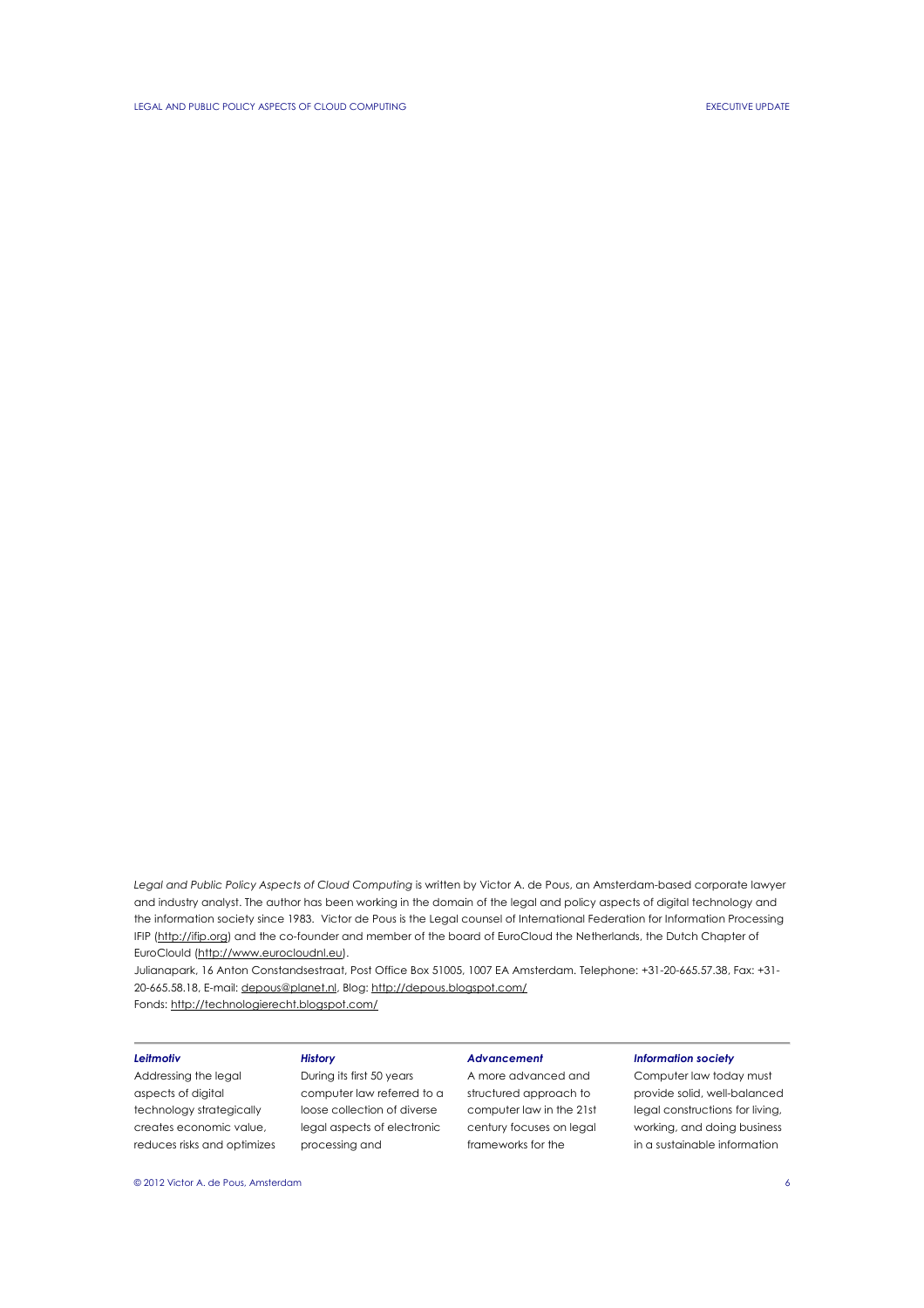*Legal and Public Policy Aspects of Cloud Computing* is written by Victor A. de Pous, an Amsterdam-based corporate lawyer and industry analyst. The author has been working in the domain of the legal and policy aspects of digital technology and the information society since 1983. Victor de Pous is the Legal counsel of International Federation for Information Processing IFIP (http://ifip.org) and the co-founder and member of the board of EuroCloud the Netherlands, the Dutch Chapter of EuroClould (http://www.eurocloudnl.eu).
Julianapark, 16 Anton Constandsestraat, Post Office Box 51005, 1007 EA Amsterdam. Telephone: +31-20-665.57.38, Fax: +31-20-665.58.18, E-mail: depous@planet.nl, Blog: http://depous.blogspot.com/
Fonds: http://technologierecht.blogspot.com/

***Leitmotiv***

Addressing the legal aspects of digital technology strategically creates economic value, reduces risks and optimizes

***History***

During its first 50 years computer law referred to a loose collection of diverse legal aspects of electronic processing and

***Advancement***

A more advanced and structured approach to computer law in the 21st century focuses on legal frameworks for the

***Information society***

Computer law today must provide solid, well-balanced legal constructions for living, working, and doing business in a sustainable information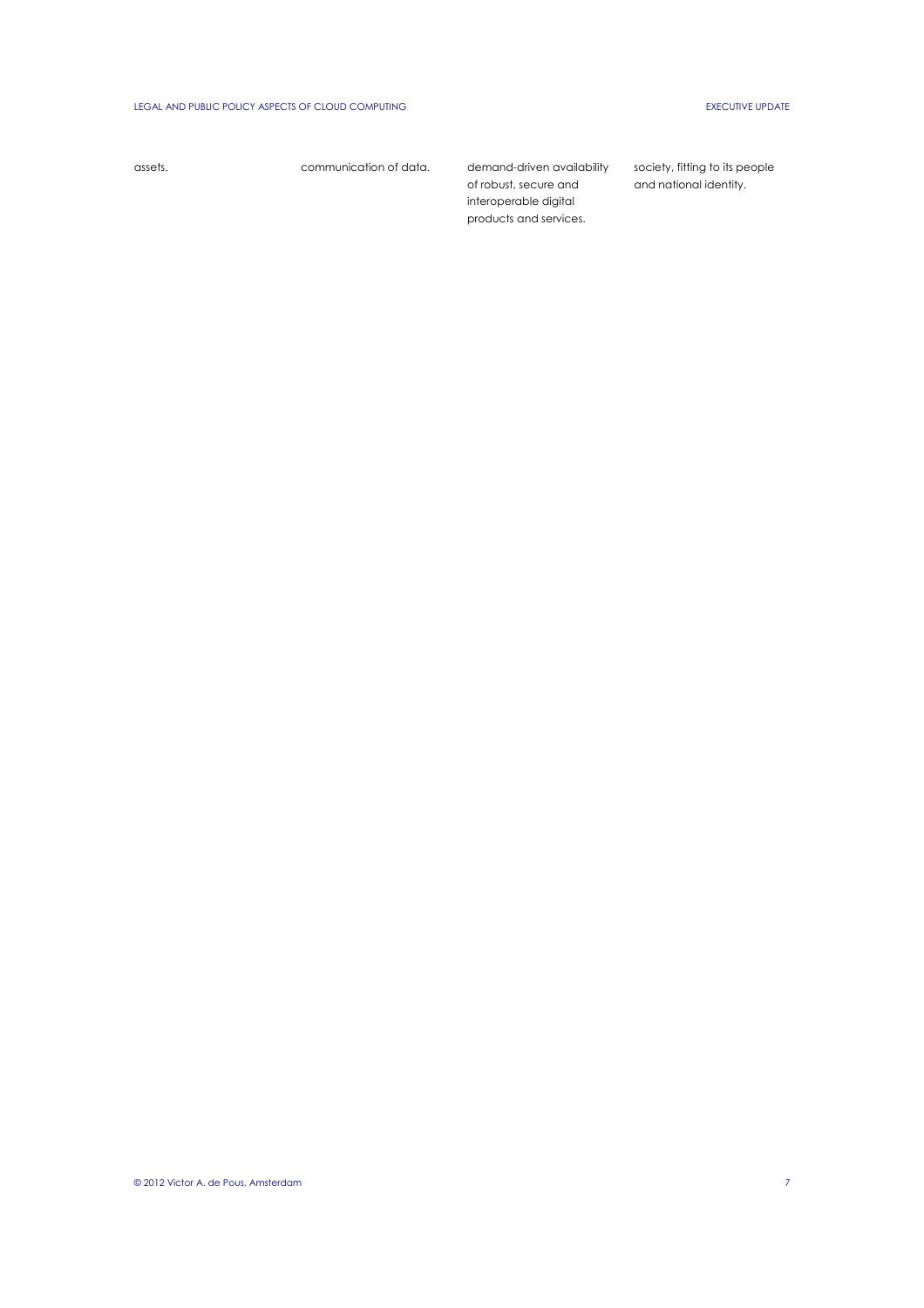| | | | |
|---|---|---|---|
| assets. | communication of data. | demand-driven availability of robust, secure and interoperable digital products and services. | society, fitting to its people and national identity. |